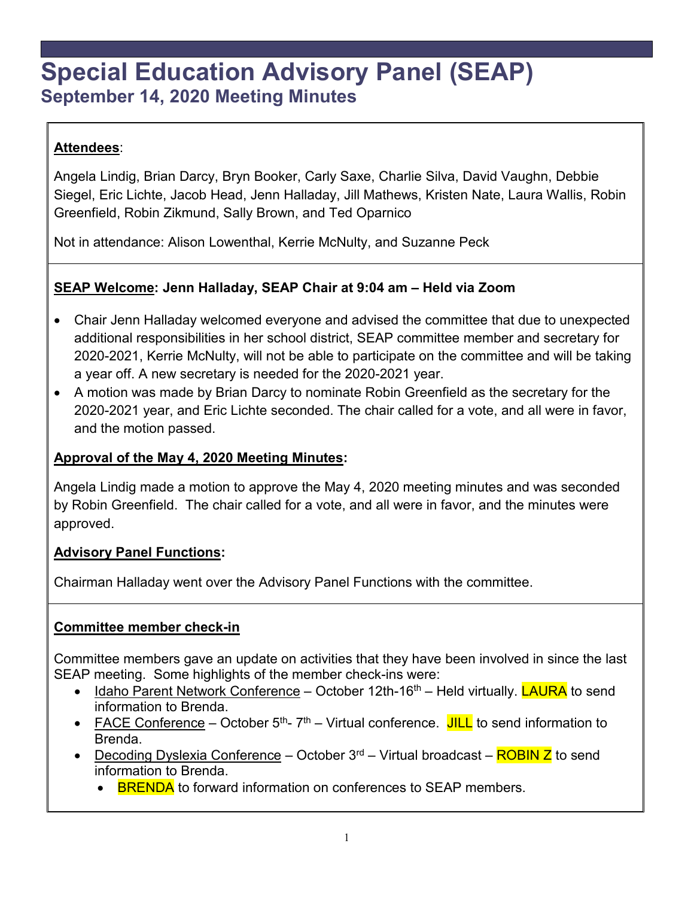# Special Education Advisory Panel (SEAP)

## September 14, 2020 Meeting Minutes

**Attendees**:

Angela Lindig, Brian Darcy, Bryn Booker, Carly Saxe, Charlie Silva, David Vaughn, Debbie Siegel, Eric Lichte, Jacob Head, Jenn Halladay, Jill Mathews, Kristen Nate, Laura Wallis, Robin Greenfield, Robin Zikmund, Sally Brown, and Ted Oparnico

Not in attendance: Alison Lowenthal, Kerrie McNulty, and Suzanne Peck

**SEAP Welcome: Jenn Halladay, SEAP Chair at 9:04 am – Held via Zoom**

- Chair Jenn Halladay welcomed everyone and advised the committee that due to unexpected additional responsibilities in her school district, SEAP committee member and secretary for 2020-2021, Kerrie McNulty, will not be able to participate on the committee and will be taking a year off. A new secretary is needed for the 2020-2021 year.
- A motion was made by Brian Darcy to nominate Robin Greenfield as the secretary for the 2020-2021 year, and Eric Lichte seconded. The chair called for a vote, and all were in favor, and the motion passed.

**Approval of the May 4, 2020 Meeting Minutes**:

Angela Lindig made a motion to approve the May 4, 2020 meeting minutes and was seconded by Robin Greenfield. The chair called for a vote, and all were in favor, and the minutes were approved.

**Advisory Panel Functions**:

Chairman Halladay went over the Advisory Panel Functions with the committee.

**Committee member check-in**

Committee members gave an update on activities that they have been involved in since the last SEAP meeting. Some highlights of the member check-ins were:

- Idaho Parent Network Conference – October 12th-16th – Held virtually. LAURA to send information to Brenda.
- FACE Conference – October 5th- 7th – Virtual conference. JILL to send information to Brenda.
- Decoding Dyslexia Conference – October 3rd – Virtual broadcast – ROBIN Z to send information to Brenda.
  - BRENDA to forward information on conferences to SEAP members.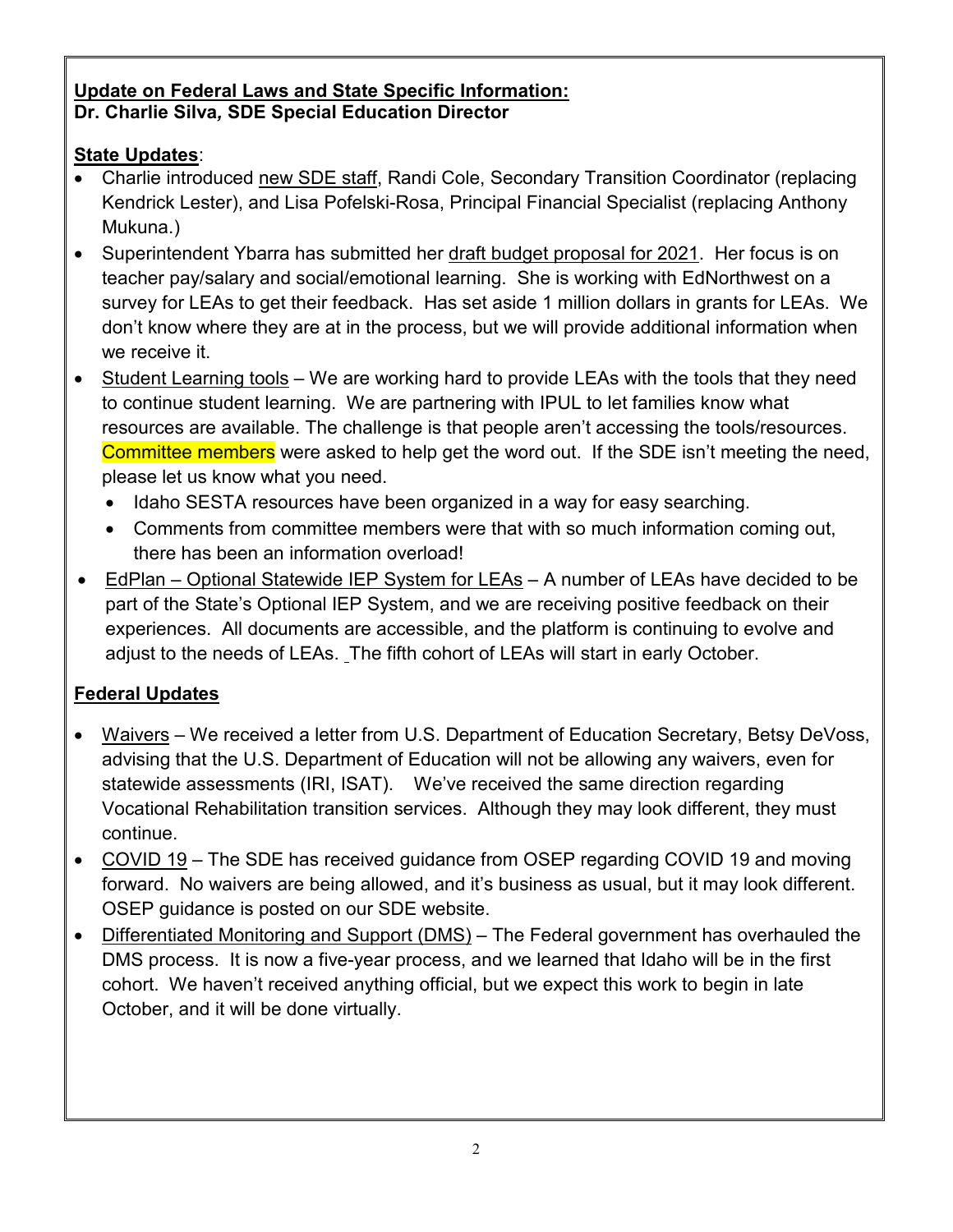**Update on Federal Laws and State Specific Information:**
**Dr. Charlie Silva, SDE Special Education Director**

**State Updates**:

- Charlie introduced new SDE staff, Randi Cole, Secondary Transition Coordinator (replacing Kendrick Lester), and Lisa Pofelski-Rosa, Principal Financial Specialist (replacing Anthony Mukuna.)
- Superintendent Ybarra has submitted her draft budget proposal for 2021. Her focus is on teacher pay/salary and social/emotional learning. She is working with EdNorthwest on a survey for LEAs to get their feedback. Has set aside 1 million dollars in grants for LEAs. We don't know where they are at in the process, but we will provide additional information when we receive it.
- Student Learning tools – We are working hard to provide LEAs with the tools that they need to continue student learning. We are partnering with IPUL to let families know what resources are available. The challenge is that people aren't accessing the tools/resources. Committee members were asked to help get the word out. If the SDE isn't meeting the need, please let us know what you need.
    - Idaho SESTA resources have been organized in a way for easy searching.
    - Comments from committee members were that with so much information coming out, there has been an information overload!
- EdPlan – Optional Statewide IEP System for LEAs – A number of LEAs have decided to be part of the State's Optional IEP System, and we are receiving positive feedback on their experiences. All documents are accessible, and the platform is continuing to evolve and adjust to the needs of LEAs. The fifth cohort of LEAs will start in early October.

**Federal Updates**

- Waivers – We received a letter from U.S. Department of Education Secretary, Betsy DeVoss, advising that the U.S. Department of Education will not be allowing any waivers, even for statewide assessments (IRI, ISAT). We've received the same direction regarding Vocational Rehabilitation transition services. Although they may look different, they must continue.
- COVID 19 – The SDE has received guidance from OSEP regarding COVID 19 and moving forward. No waivers are being allowed, and it's business as usual, but it may look different. OSEP guidance is posted on our SDE website.
- Differentiated Monitoring and Support (DMS) – The Federal government has overhauled the DMS process. It is now a five-year process, and we learned that Idaho will be in the first cohort. We haven't received anything official, but we expect this work to begin in late October, and it will be done virtually.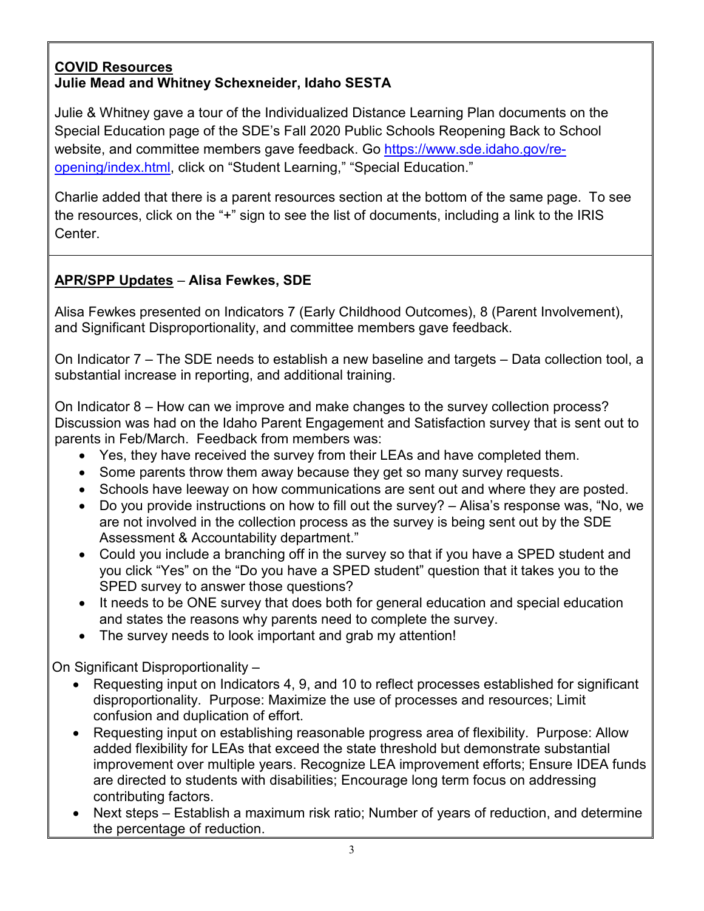**<u>COVID Resources</u>**
**Julie Mead and Whitney Schexneider, Idaho SESTA**

Julie & Whitney gave a tour of the Individualized Distance Learning Plan documents on the Special Education page of the SDE's Fall 2020 Public Schools Reopening Back to School website, and committee members gave feedback. Go [https://www.sde.idaho.gov/re-opening/index.html](https://www.sde.idaho.gov/re-opening/index.html), click on "Student Learning," "Special Education."

Charlie added that there is a parent resources section at the bottom of the same page. To see the resources, click on the "+" sign to see the list of documents, including a link to the IRIS Center.

**<u>APR/SPP Updates</u>** – **Alisa Fewkes, SDE**

Alisa Fewkes presented on Indicators 7 (Early Childhood Outcomes), 8 (Parent Involvement), and Significant Disproportionality, and committee members gave feedback.

On Indicator 7 – The SDE needs to establish a new baseline and targets – Data collection tool, a substantial increase in reporting, and additional training.

On Indicator 8 – How can we improve and make changes to the survey collection process? Discussion was had on the Idaho Parent Engagement and Satisfaction survey that is sent out to parents in Feb/March. Feedback from members was:

- Yes, they have received the survey from their LEAs and have completed them.
- Some parents throw them away because they get so many survey requests.
- Schools have leeway on how communications are sent out and where they are posted.
- Do you provide instructions on how to fill out the survey? – Alisa's response was, "No, we are not involved in the collection process as the survey is being sent out by the SDE Assessment & Accountability department."
- Could you include a branching off in the survey so that if you have a SPED student and you click "Yes" on the "Do you have a SPED student" question that it takes you to the SPED survey to answer those questions?
- It needs to be ONE survey that does both for general education and special education and states the reasons why parents need to complete the survey.
- The survey needs to look important and grab my attention!

On Significant Disproportionality –

- Requesting input on Indicators 4, 9, and 10 to reflect processes established for significant disproportionality. Purpose: Maximize the use of processes and resources; Limit confusion and duplication of effort.
- Requesting input on establishing reasonable progress area of flexibility. Purpose: Allow added flexibility for LEAs that exceed the state threshold but demonstrate substantial improvement over multiple years. Recognize LEA improvement efforts; Ensure IDEA funds are directed to students with disabilities; Encourage long term focus on addressing contributing factors.
- Next steps – Establish a maximum risk ratio; Number of years of reduction, and determine the percentage of reduction.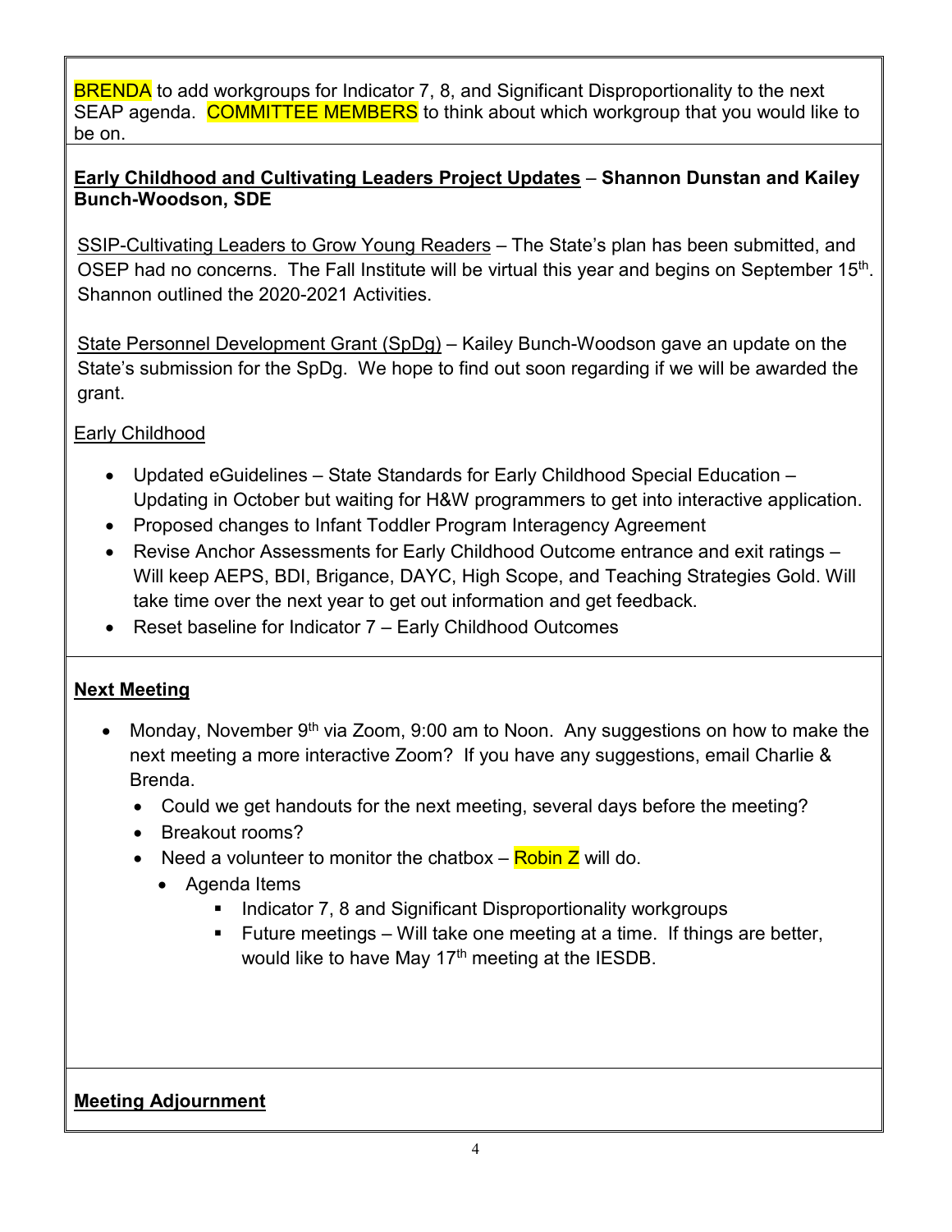BRENDA to add workgroups for Indicator 7, 8, and Significant Disproportionality to the next SEAP agenda. COMMITTEE MEMBERS to think about which workgroup that you would like to be on.

**Early Childhood and Cultivating Leaders Project Updates** – **Shannon Dunstan and Kailey Bunch-Woodson, SDE**

SSIP-Cultivating Leaders to Grow Young Readers – The State's plan has been submitted, and OSEP had no concerns. The Fall Institute will be virtual this year and begins on September 15th. Shannon outlined the 2020-2021 Activities.

State Personnel Development Grant (SpDg) – Kailey Bunch-Woodson gave an update on the State's submission for the SpDg. We hope to find out soon regarding if we will be awarded the grant.

Early Childhood

- Updated eGuidelines – State Standards for Early Childhood Special Education – Updating in October but waiting for H&W programmers to get into interactive application.
- Proposed changes to Infant Toddler Program Interagency Agreement
- Revise Anchor Assessments for Early Childhood Outcome entrance and exit ratings – Will keep AEPS, BDI, Brigance, DAYC, High Scope, and Teaching Strategies Gold. Will take time over the next year to get out information and get feedback.
- Reset baseline for Indicator 7 – Early Childhood Outcomes

**Next Meeting**

- Monday, November 9th via Zoom, 9:00 am to Noon. Any suggestions on how to make the next meeting a more interactive Zoom? If you have any suggestions, email Charlie & Brenda.
  - Could we get handouts for the next meeting, several days before the meeting?
  - Breakout rooms?
  - Need a volunteer to monitor the chatbox – Robin Z will do.
    - Agenda Items
      - Indicator 7, 8 and Significant Disproportionality workgroups
      - Future meetings – Will take one meeting at a time. If things are better, would like to have May 17th meeting at the IESDB.

**Meeting Adjournment**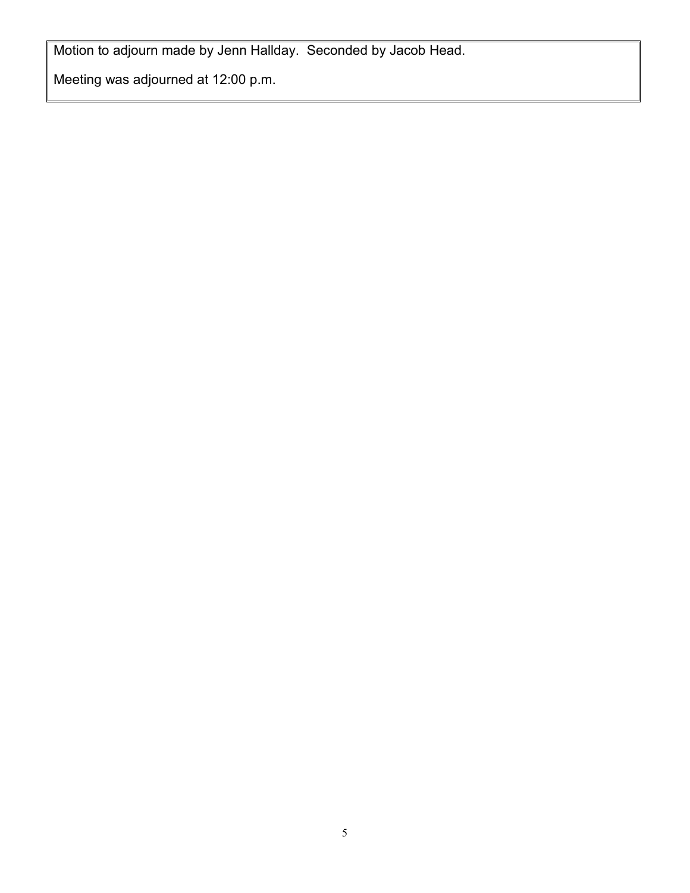Motion to adjourn made by Jenn Hallday. Seconded by Jacob Head.

Meeting was adjourned at 12:00 p.m.